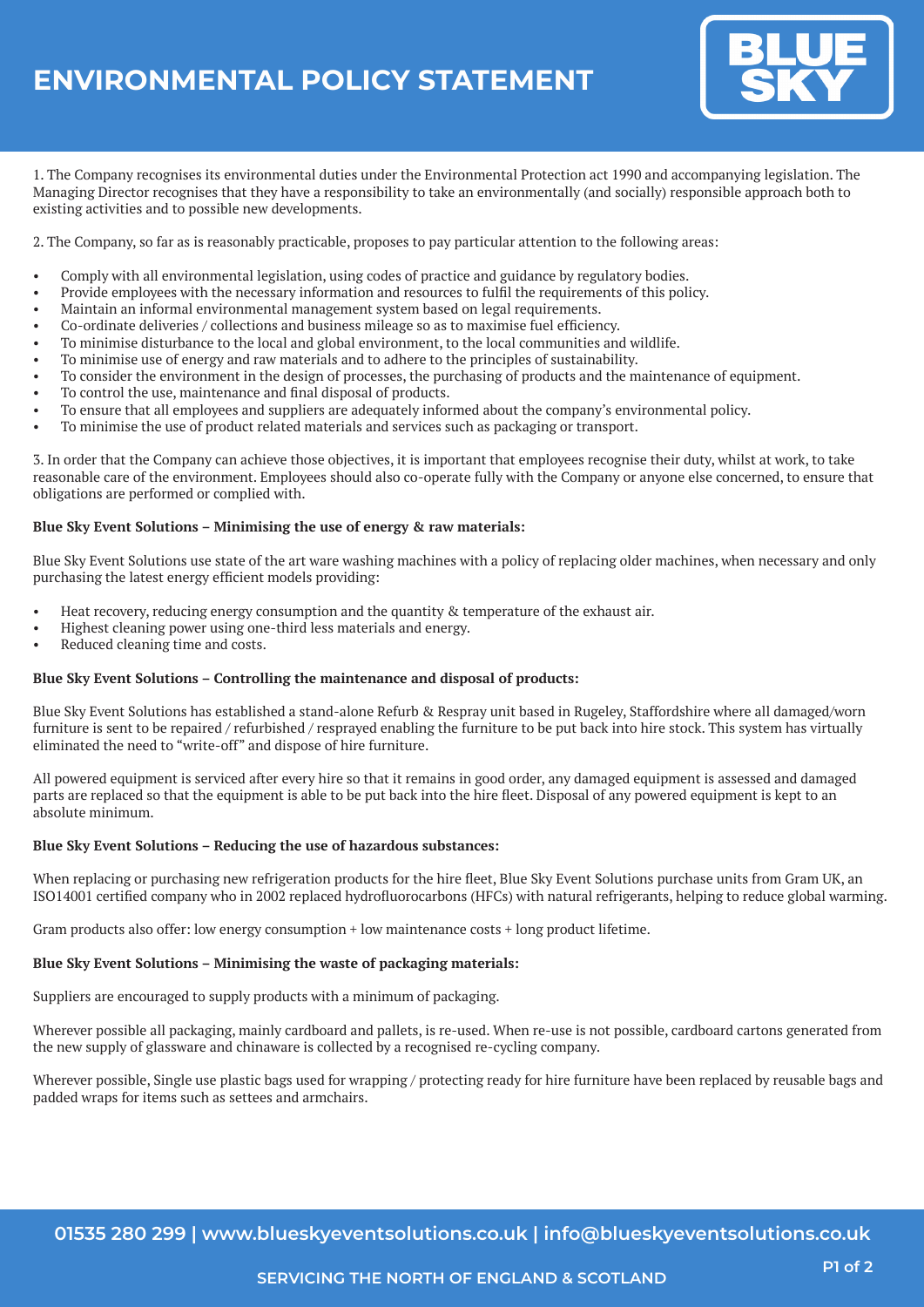# ENVIRONMENTAL POLICY STATEMENT

1. The Company recognises its environmental duties under the Environmental Protection act 1990 and accompanying legislation. The Managing Director recognises that they have a responsibility to take an environmentally (and socially) responsible approach both to existing activities and to possible new developments.

2. The Company, so far as is reasonably practicable, proposes to pay particular attention to the following areas:

- Comply with all environmental legislation, using codes of practice and guidance by regulatory bodies.
- Provide employees with the necessary information and resources to fulfil the requirements of this policy.
- Maintain an informal environmental management system based on legal requirements.
- Co-ordinate deliveries / collections and business mileage so as to maximise fuel efficiency.
- To minimise disturbance to the local and global environment, to the local communities and wildlife.
- To minimise use of energy and raw materials and to adhere to the principles of sustainability.
- To consider the environment in the design of processes, the purchasing of products and the maintenance of equipment.
- To control the use, maintenance and final disposal of products.
- To ensure that all employees and suppliers are adequately informed about the company's environmental policy.
- To minimise the use of product related materials and services such as packaging or transport.

3. In order that the Company can achieve those objectives, it is important that employees recognise their duty, whilst at work, to take reasonable care of the environment. Employees should also co-operate fully with the Company or anyone else concerned, to ensure that obligations are performed or complied with.

**Blue Sky Event Solutions – Minimising the use of energy & raw materials:**

Blue Sky Event Solutions use state of the art ware washing machines with a policy of replacing older machines, when necessary and only purchasing the latest energy efficient models providing:

- Heat recovery, reducing energy consumption and the quantity & temperature of the exhaust air.
- Highest cleaning power using one-third less materials and energy.
- Reduced cleaning time and costs.

**Blue Sky Event Solutions – Controlling the maintenance and disposal of products:**

Blue Sky Event Solutions has established a stand-alone Refurb & Respray unit based in Rugeley, Staffordshire where all damaged/worn furniture is sent to be repaired / refurbished / resprayed enabling the furniture to be put back into hire stock. This system has virtually eliminated the need to "write-off" and dispose of hire furniture.

All powered equipment is serviced after every hire so that it remains in good order, any damaged equipment is assessed and damaged parts are replaced so that the equipment is able to be put back into the hire fleet. Disposal of any powered equipment is kept to an absolute minimum.

**Blue Sky Event Solutions – Reducing the use of hazardous substances:**

When replacing or purchasing new refrigeration products for the hire fleet, Blue Sky Event Solutions purchase units from Gram UK, an ISO14001 certified company who in 2002 replaced hydrofluorocarbons (HFCs) with natural refrigerants, helping to reduce global warming.

Gram products also offer: low energy consumption + low maintenance costs + long product lifetime.

**Blue Sky Event Solutions – Minimising the waste of packaging materials:**

Suppliers are encouraged to supply products with a minimum of packaging.

Wherever possible all packaging, mainly cardboard and pallets, is re-used. When re-use is not possible, cardboard cartons generated from the new supply of glassware and chinaware is collected by a recognised re-cycling company.

Wherever possible, Single use plastic bags used for wrapping / protecting ready for hire furniture have been replaced by reusable bags and padded wraps for items such as settees and armchairs.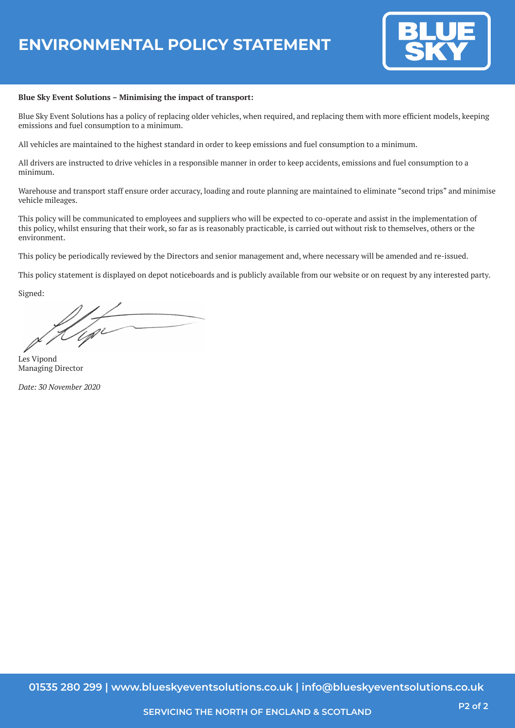# ENVIRONMENTAL POLICY STATEMENT

**Blue Sky Event Solutions – Minimising the impact of transport:**

Blue Sky Event Solutions has a policy of replacing older vehicles, when required, and replacing them with more efficient models, keeping emissions and fuel consumption to a minimum.

All vehicles are maintained to the highest standard in order to keep emissions and fuel consumption to a minimum.

All drivers are instructed to drive vehicles in a responsible manner in order to keep accidents, emissions and fuel consumption to a minimum.

Warehouse and transport staff ensure order accuracy, loading and route planning are maintained to eliminate "second trips" and minimise vehicle mileages.

This policy will be communicated to employees and suppliers who will be expected to co-operate and assist in the implementation of this policy, whilst ensuring that their work, so far as is reasonably practicable, is carried out without risk to themselves, others or the environment.

This policy be periodically reviewed by the Directors and senior management and, where necessary will be amended and re-issued.

This policy statement is displayed on depot noticeboards and is publicly available from our website or on request by any interested party.

Signed:

Les Vipond
Managing Director

*Date: 30 November 2020*

01535 280 299 | www.blueskyeventsolutions.co.uk | info@blueskyeventsolutions.co.uk

SERVICING THE NORTH OF ENGLAND & SCOTLAND